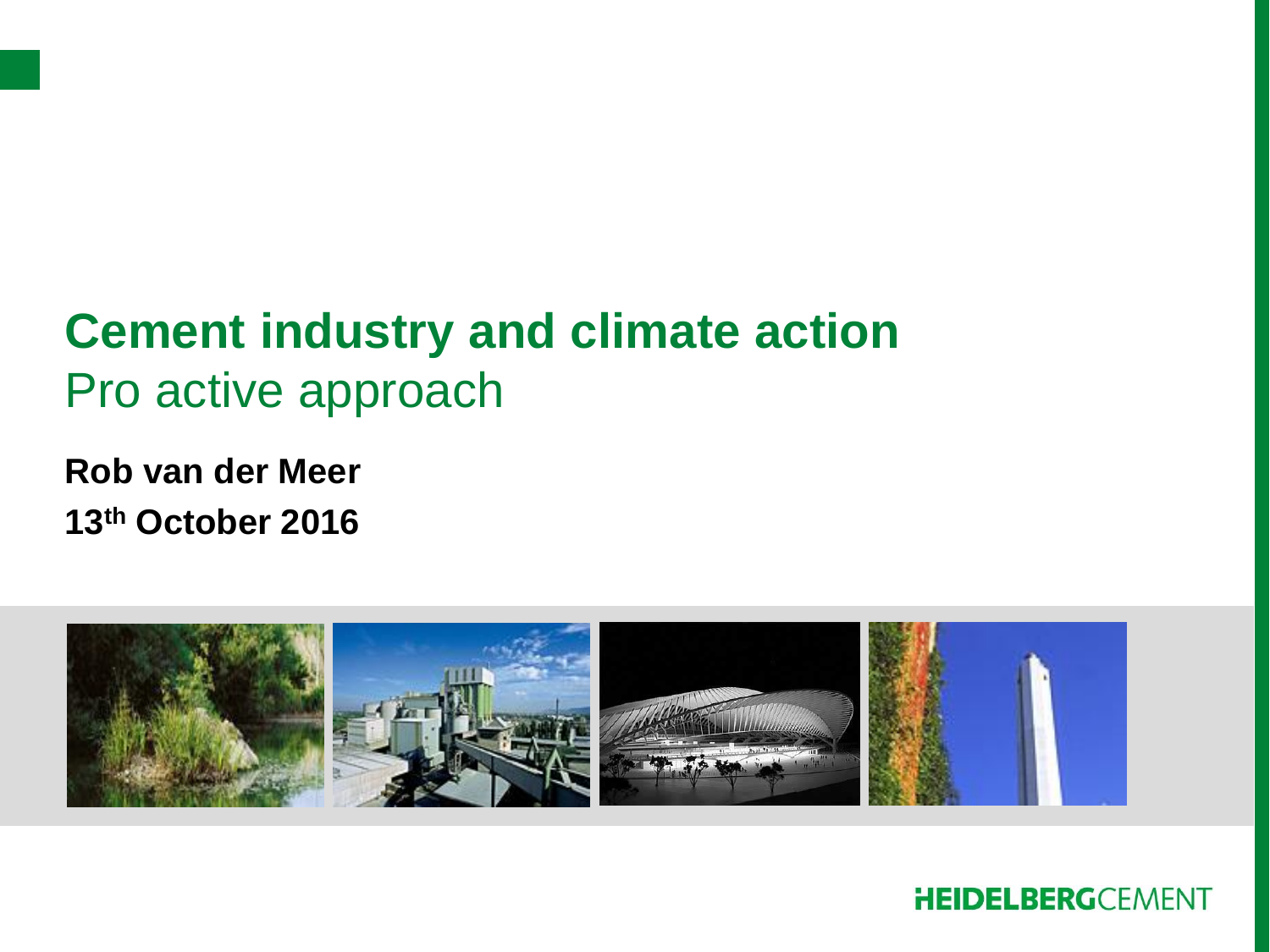# Cement industry and climate action

## Pro active approach

**Rob van der Meer**

**13th October 2016**

HEIDELBERGCEMENT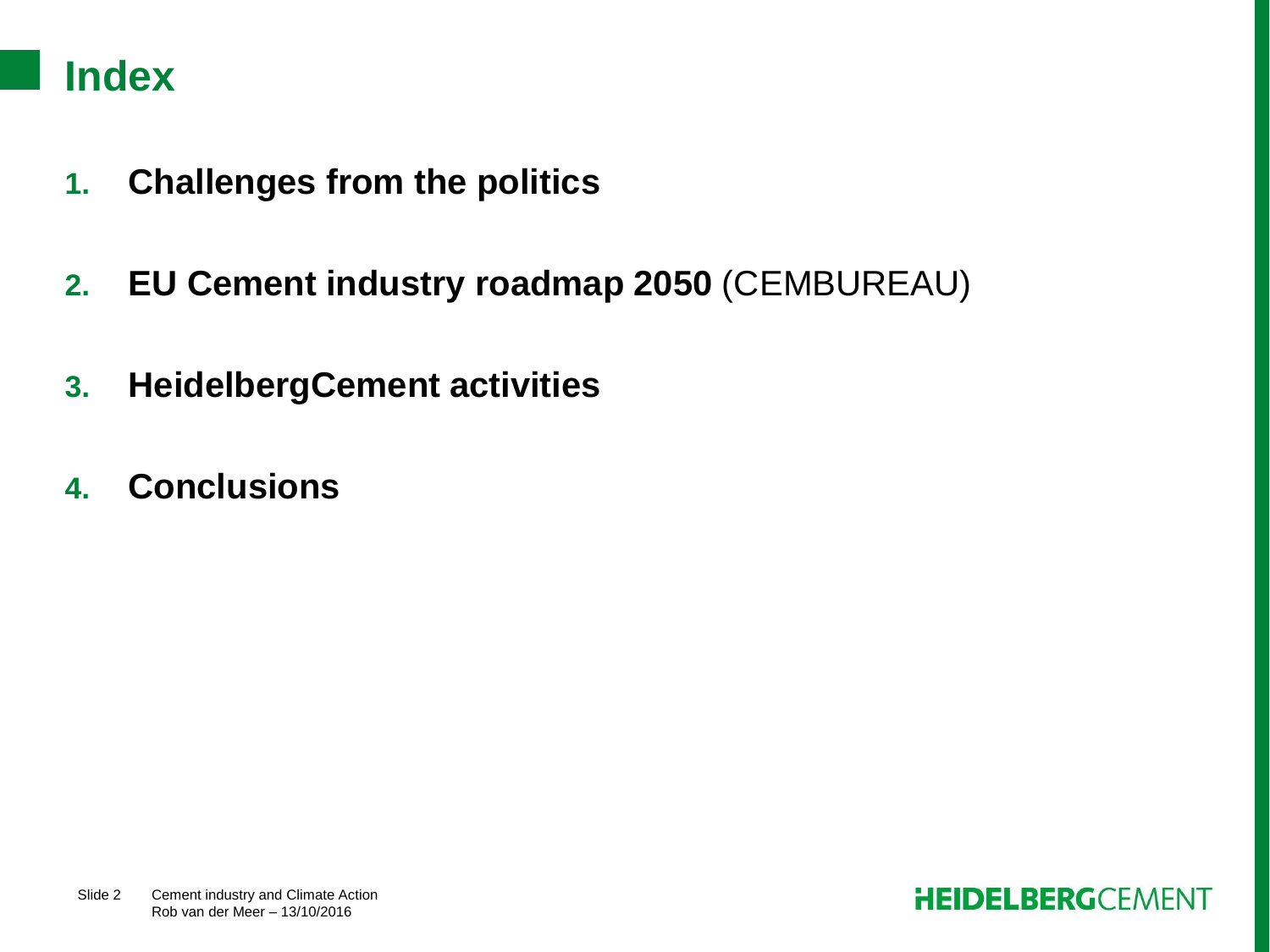# Index

1. **Challenges from the politics**
2. **EU Cement industry roadmap 2050** (CEMBUREAU)
3. **HeidelbergCement activities**
4. **Conclusions**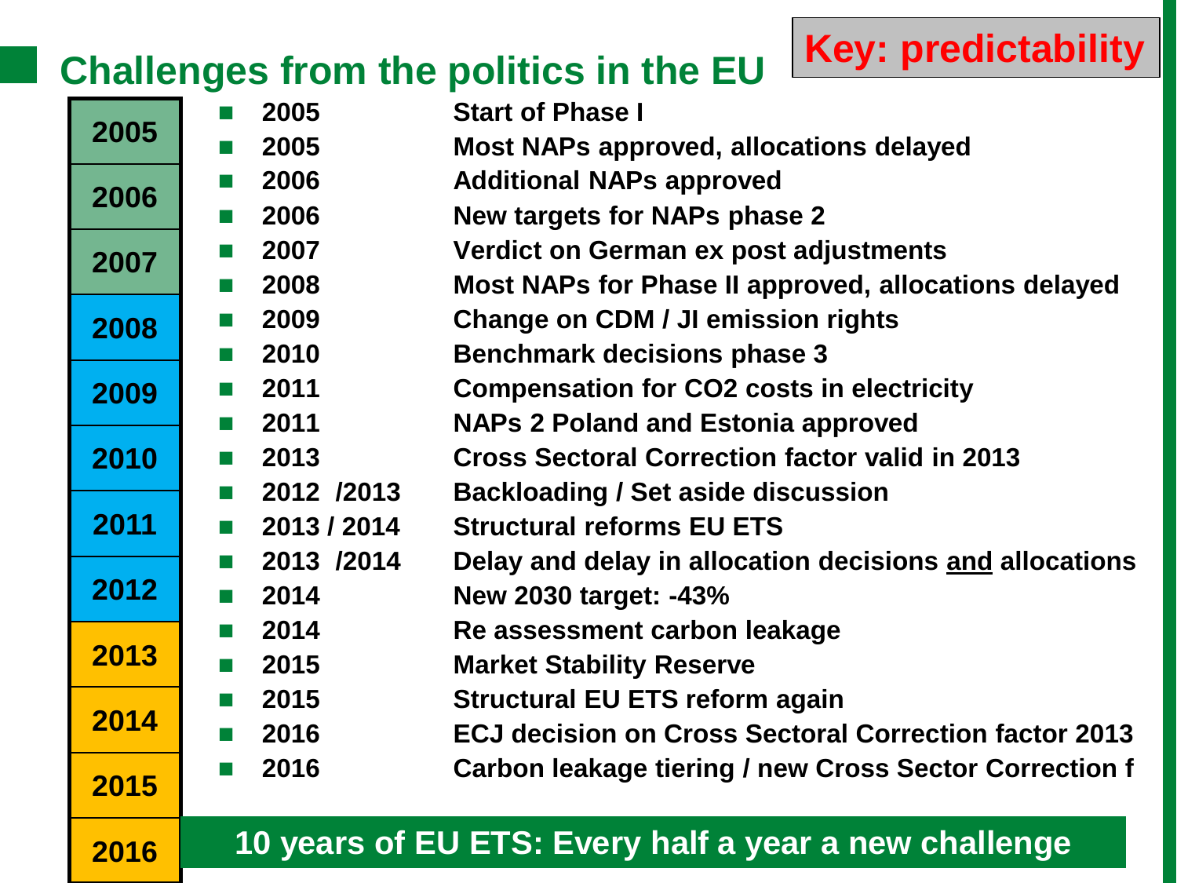## Challenges from the politics in the EU

**Key: predictability**

| Year | Event |
|---|---|
| 2005 | Start of Phase I |
| 2005 | Most NAPs approved, allocations delayed |
| 2006 | Additional NAPs approved |
| 2006 | New targets for NAPs phase 2 |
| 2007 | Verdict on German ex post adjustments |
| 2008 | Most NAPs for Phase II approved, allocations delayed |
| 2009 | Change on CDM / JI emission rights |
| 2010 | Benchmark decisions phase 3 |
| 2011 | Compensation for $CO_2$ costs in electricity |
| 2011 | NAPs 2 Poland and Estonia approved |
| 2013 | Cross Sectoral Correction factor valid in 2013 |
| 2012 /2013 | Backloading / Set aside discussion |
| 2013 / 2014 | Structural reforms EU ETS |
| 2013 /2014 | Delay and delay in allocation decisions <u>and</u> allocations |
| 2014 | New 2030 target: -43% |
| 2014 | Re assessment carbon leakage |
| 2015 | Market Stability Reserve |
| 2015 | Structural EU ETS reform again |
| 2016 | ECJ decision on Cross Sectoral Correction factor 2013 |
| 2016 | Carbon leakage tiering / new Cross Sector Correction f |

**10 years of EU ETS: Every half a year a new challenge**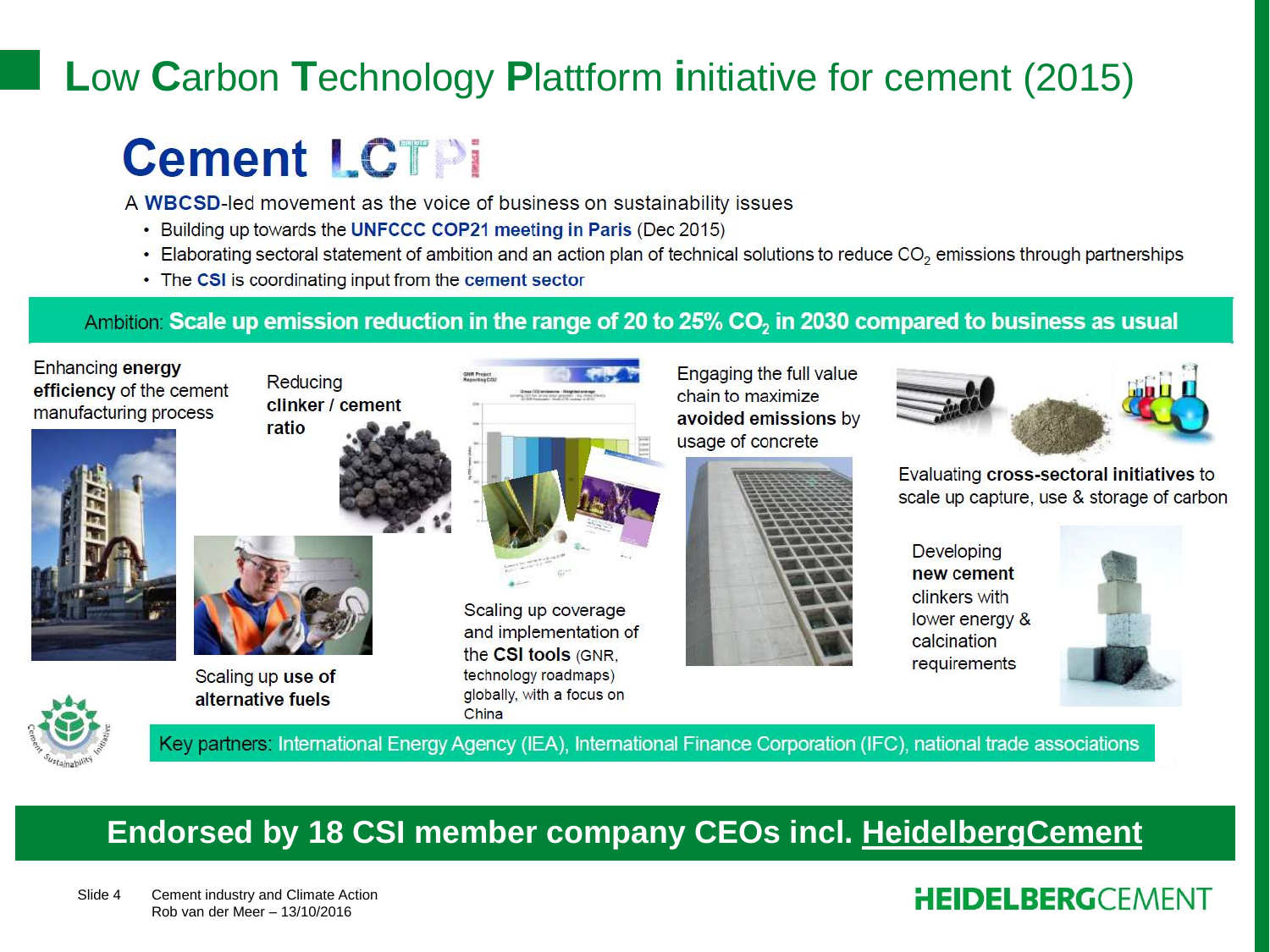# Low Carbon Technology Plattform initiative for cement (2015)

## Cement LCTPi

A **WBCSD**-led movement as the voice of business on sustainability issues

- Building up towards the **UNFCCC COP21 meeting in Paris** (Dec 2015)
- Elaborating sectoral statement of ambition and an action plan of technical solutions to reduce $CO_2$ emissions through partnerships
- The **CSI** is coordinating input from the **cement sector**

Ambition: **Scale up emission reduction in the range of 20 to 25% $CO_2$ in 2030 compared to business as usual**

- Enhancing **energy efficiency** of the cement manufacturing process
- Reducing **clinker / cement ratio**
- Scaling up **use of alternative fuels**
- Scaling up coverage and implementation of the **CSI tools** (GNR, technology roadmaps) globally, with a focus on China
- Engaging the full value chain to maximize **avoided emissions** by usage of concrete
- Evaluating **cross-sectoral initiatives** to scale up capture, use & storage of carbon
- Developing **new cement** clinkers with lower energy & calcination requirements

Key partners: International Energy Agency (IEA), International Finance Corporation (IFC), national trade associations

**Endorsed by 18 CSI member company CEOs incl. HeidelbergCement**

Cement industry and Climate Action
Rob van der Meer – 13/10/2016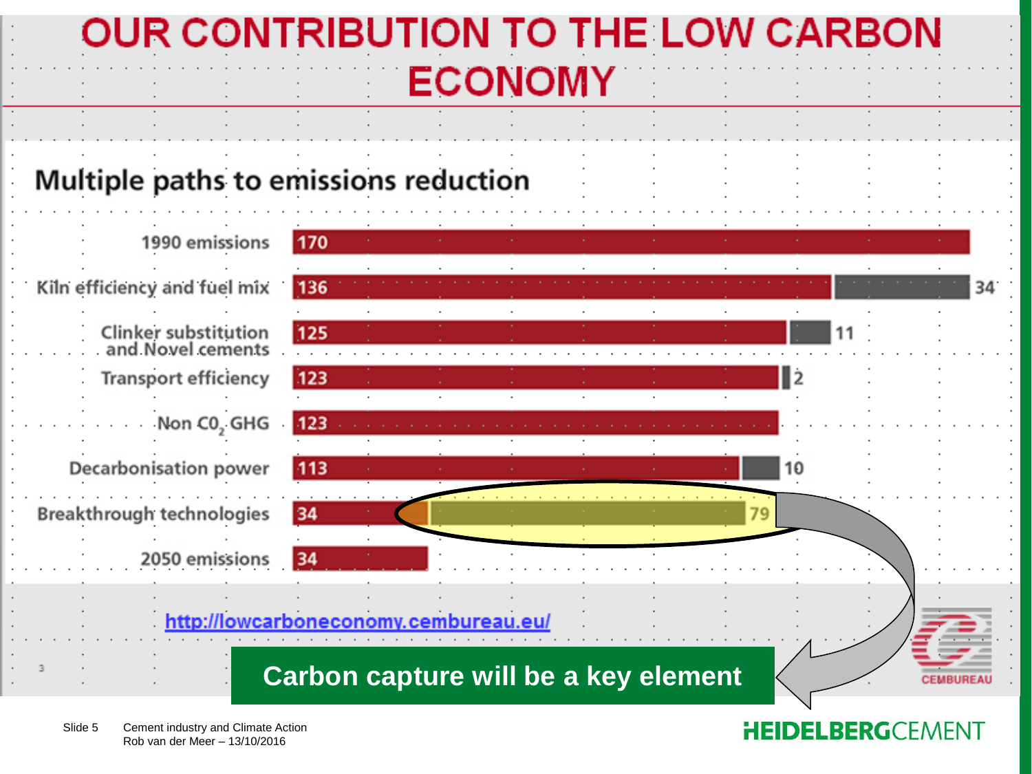# OUR CONTRIBUTION TO THE LOW CARBON ECONOMY

## Multiple paths to emissions reduction

| | Emissions | Reduction |
|---|---|---|
| 1990 emissions | 170 | |
| Kiln efficiency and fuel mix | 136 | 34 |
| Clinker substitution and Novel cements | 125 | 11 |
| Transport efficiency | 123 | 2 |
| Non $CO_2$ GHG | 123 | |
| Decarbonisation power | 113 | 10 |
| Breakthrough technologies | 34 | 79 |
| 2050 emissions | 34 | |

http://lowcarboneconomy.cembureau.eu/

**Carbon capture will be a key element**

CEMBUREAU

Slide 5 Cement industry and Climate Action
Rob van der Meer – 13/10/2016

HEIDELBERGCEMENT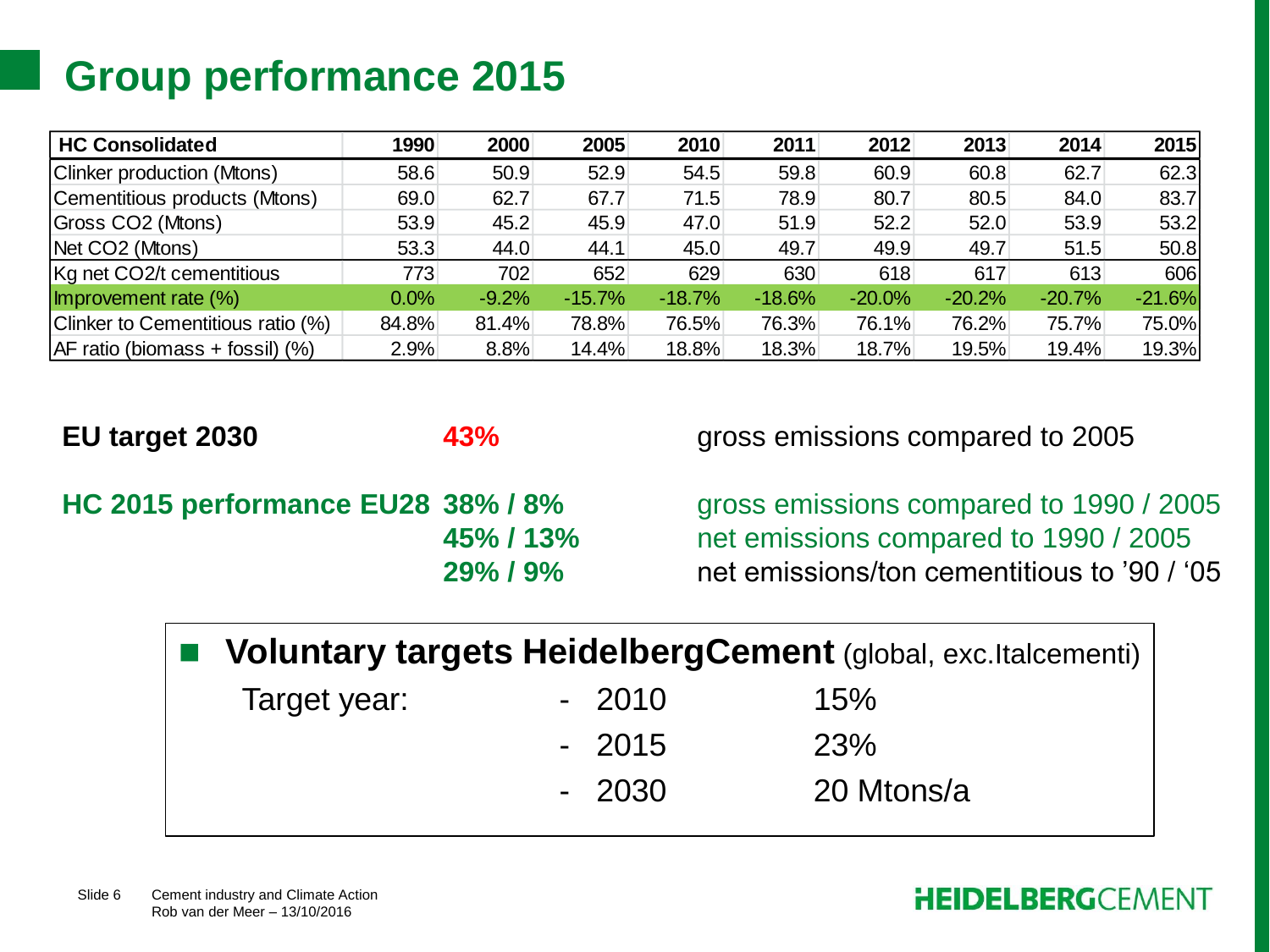# Group performance 2015

| HC Consolidated | 1990 | 2000 | 2005 | 2010 | 2011 | 2012 | 2013 | 2014 | 2015 |
|---|---|---|---|---|---|---|---|---|---|
| Clinker production (Mtons) | 58.6 | 50.9 | 52.9 | 54.5 | 59.8 | 60.9 | 60.8 | 62.7 | 62.3 |
| Cementitious products (Mtons) | 69.0 | 62.7 | 67.7 | 71.5 | 78.9 | 80.7 | 80.5 | 84.0 | 83.7 |
| Gross CO2 (Mtons) | 53.9 | 45.2 | 45.9 | 47.0 | 51.9 | 52.2 | 52.0 | 53.9 | 53.2 |
| Net CO2 (Mtons) | 53.3 | 44.0 | 44.1 | 45.0 | 49.7 | 49.9 | 49.7 | 51.5 | 50.8 |
| Kg net CO2/t cementitious | 773 | 702 | 652 | 629 | 630 | 618 | 617 | 613 | 606 |
| Improvement rate (%) | 0.0% | -9.2% | -15.7% | -18.7% | -18.6% | -20.0% | -20.2% | -20.7% | -21.6% |
| Clinker to Cementitious ratio (%) | 84.8% | 81.4% | 78.8% | 76.5% | 76.3% | 76.1% | 76.2% | 75.7% | 75.0% |
| AF ratio (biomass + fossil) (%) | 2.9% | 8.8% | 14.4% | 18.8% | 18.3% | 18.7% | 19.5% | 19.4% | 19.3% |

**EU target 2030** **43%** gross emissions compared to 2005

**HC 2015 performance EU28**

- **38% / 8%** gross emissions compared to 1990 / 2005
- **45% / 13%** net emissions compared to 1990 / 2005
- **29% / 9%** net emissions/ton cementitious to '90 / '05

- **Voluntary targets HeidelbergCement** (global, exc.Italcementi)

  Target year:
  - 2010 15%
  - 2015 23%
  - 2030 20 Mtons/a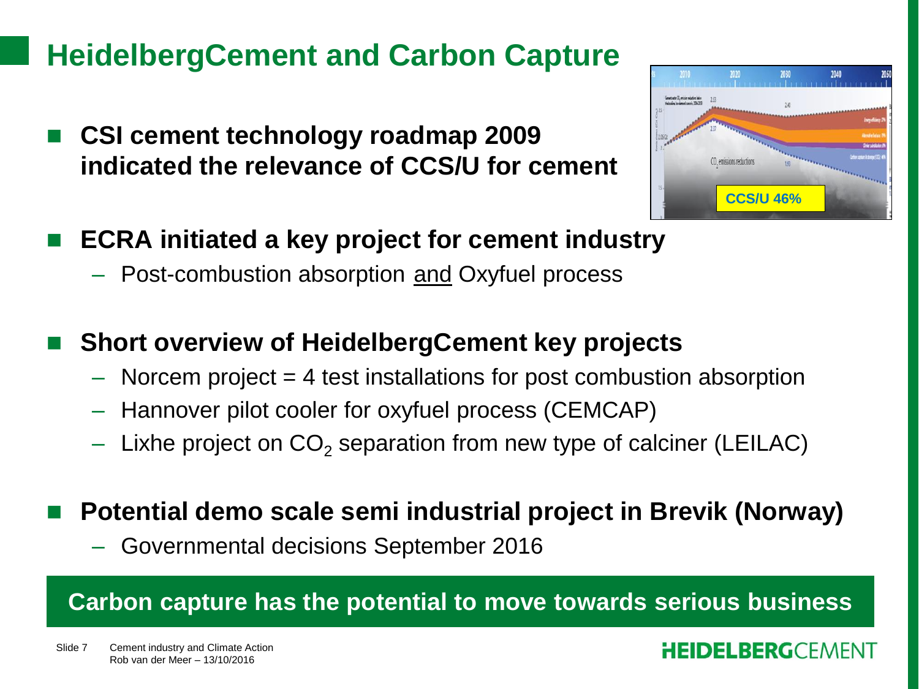# HeidelbergCement and Carbon Capture

- **CSI cement technology roadmap 2009 indicated the relevance of CCS/U for cement**

CCS/U 46%

- **ECRA initiated a key project for cement industry**
  - Post-combustion absorption <u>and</u> Oxyfuel process

- **Short overview of HeidelbergCement key projects**
  - Norcem project = 4 test installations for post combustion absorption
  - Hannover pilot cooler for oxyfuel process (CEMCAP)
  - Lixhe project on $CO_2$ separation from new type of calciner (LEILAC)

- **Potential demo scale semi industrial project in Brevik (Norway)**
  - Governmental decisions September 2016

**Carbon capture has the potential to move towards serious business**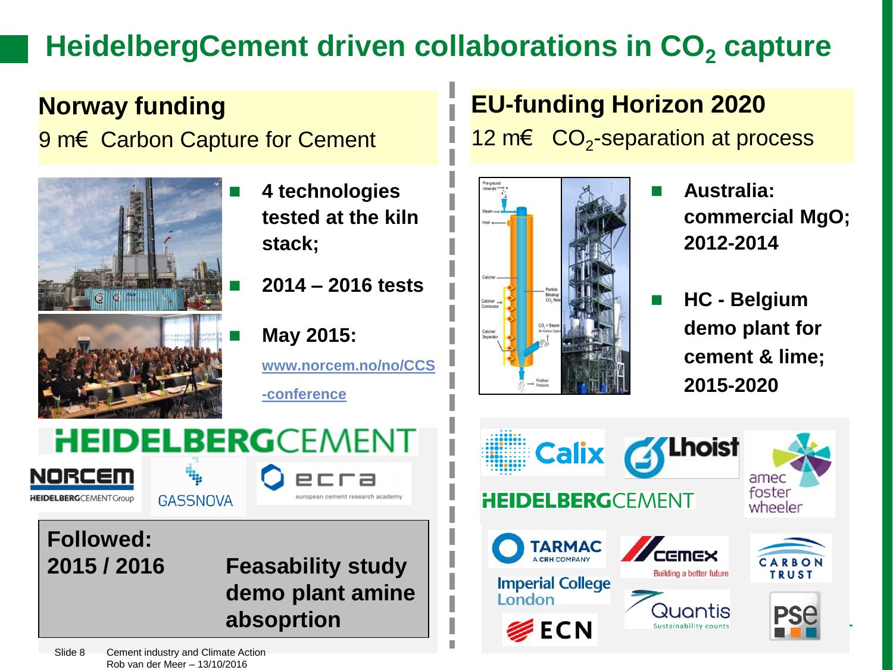# HeidelbergCement driven collaborations in $CO_2$ capture

## Norway funding

9 m€ Carbon Capture for Cement

- **4 technologies tested at the kiln stack;**
- **2014 – 2016 tests**
- **May 2015:** www.norcem.no/no/CCS-conference

HEIDELBERGCEMENT

NORCEM HEIDELBERGCEMENTGroup

GASSNOVA

ecra european cement research academy

**Followed:**
**2015 / 2016** **Feasability study demo plant amine absoprtion**

## EU-funding Horizon 2020

12 m€ $CO_2$-separation at process

- **Australia: commercial MgO; 2012-2014**
- **HC - Belgium demo plant for cement & lime; 2015-2020**

Calix

Lhoist

amec foster wheeler

HEIDELBERGCEMENT

TARMAC A CRH COMPANY

CEMEX Building a better future

CARBON TRUST

Imperial College London

Quantis Sustainability counts

PSE

ECN

Slide 8 Cement industry and Climate Action
Rob van der Meer – 13/10/2016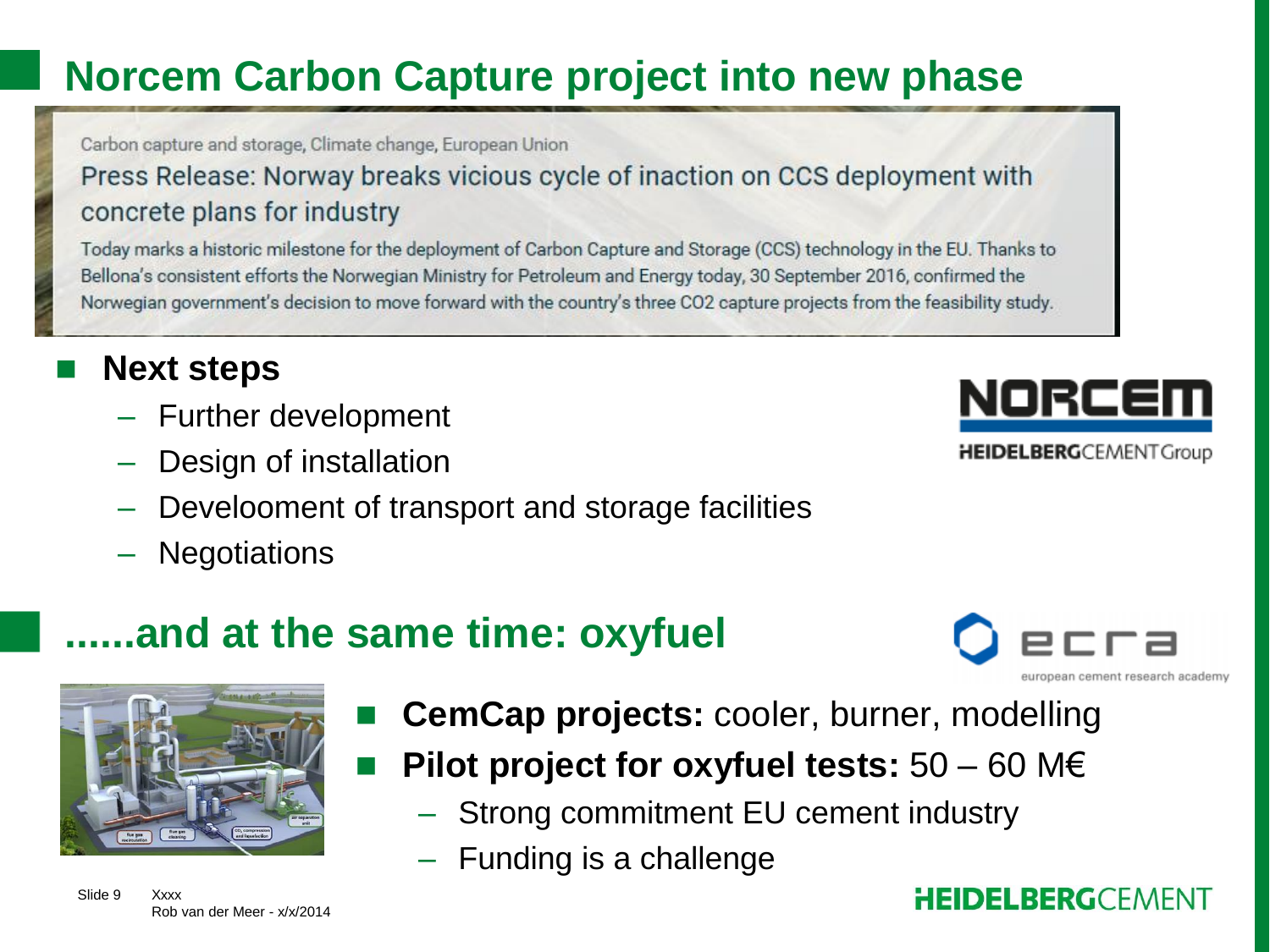# Norcem Carbon Capture project into new phase

Carbon capture and storage, Climate change, European Union

Press Release: Norway breaks vicious cycle of inaction on CCS deployment with concrete plans for industry

Today marks a historic milestone for the deployment of Carbon Capture and Storage (CCS) technology in the EU. Thanks to Bellona's consistent efforts the Norwegian Ministry for Petroleum and Energy today, 30 September 2016, confirmed the Norwegian government's decision to move forward with the country's three CO2 capture projects from the feasibility study.

- **Next steps**
  - Further development
  - Design of installation
  - Develooment of transport and storage facilities
  - Negotiations

NORCEM
HEIDELBERGCEMENTGroup

# ......and at the same time: oxyfuel

ecra
european cement research academy

- **CemCap projects:** cooler, burner, modelling
- **Pilot project for oxyfuel tests:** 50 – 60 M€
  - Strong commitment EU cement industry
  - Funding is a challenge

Xxxx
Rob van der Meer - x/x/2014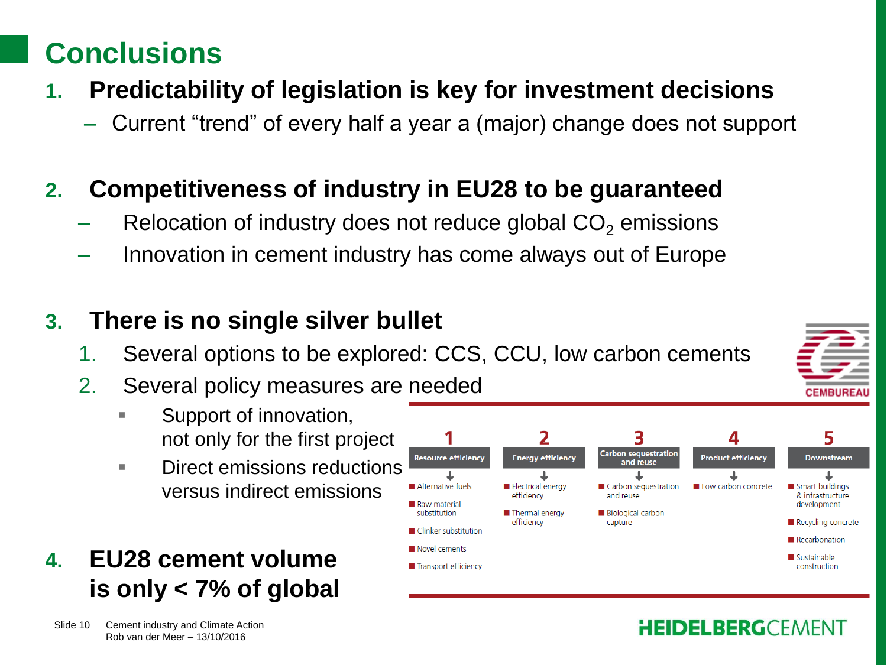# Conclusions

1. **Predictability of legislation is key for investment decisions**
   - Current "trend" of every half a year a (major) change does not support

2. **Competitiveness of industry in EU28 to be guaranteed**
   - Relocation of industry does not reduce global $CO_2$ emissions
   - Innovation in cement industry has come always out of Europe

3. **There is no single silver bullet**
   1. Several options to be explored: CCS, CCU, low carbon cements
   2. Several policy measures are needed
      - Support of innovation, not only for the first project
      - Direct emissions reductions versus indirect emissions

4. **EU28 cement volume is only < 7% of global**

| 1 Resource efficiency | 2 Energy efficiency | 3 Carbon sequestration and reuse | 4 Product efficiency | 5 Downstream |
|---|---|---|---|---|
| Alternative fuels | Electrical energy efficiency | Carbon sequestration and reuse | Low carbon concrete | Smart buildings & infrastructure development |
| Raw material substitution | Thermal energy efficiency | Biological carbon capture | | Recycling concrete |
| Clinker substitution | | | | Recarbonation |
| Novel cements | | | | Sustainable construction |
| Transport efficiency | | | | |

Cement industry and Climate Action
Rob van der Meer – 13/10/2016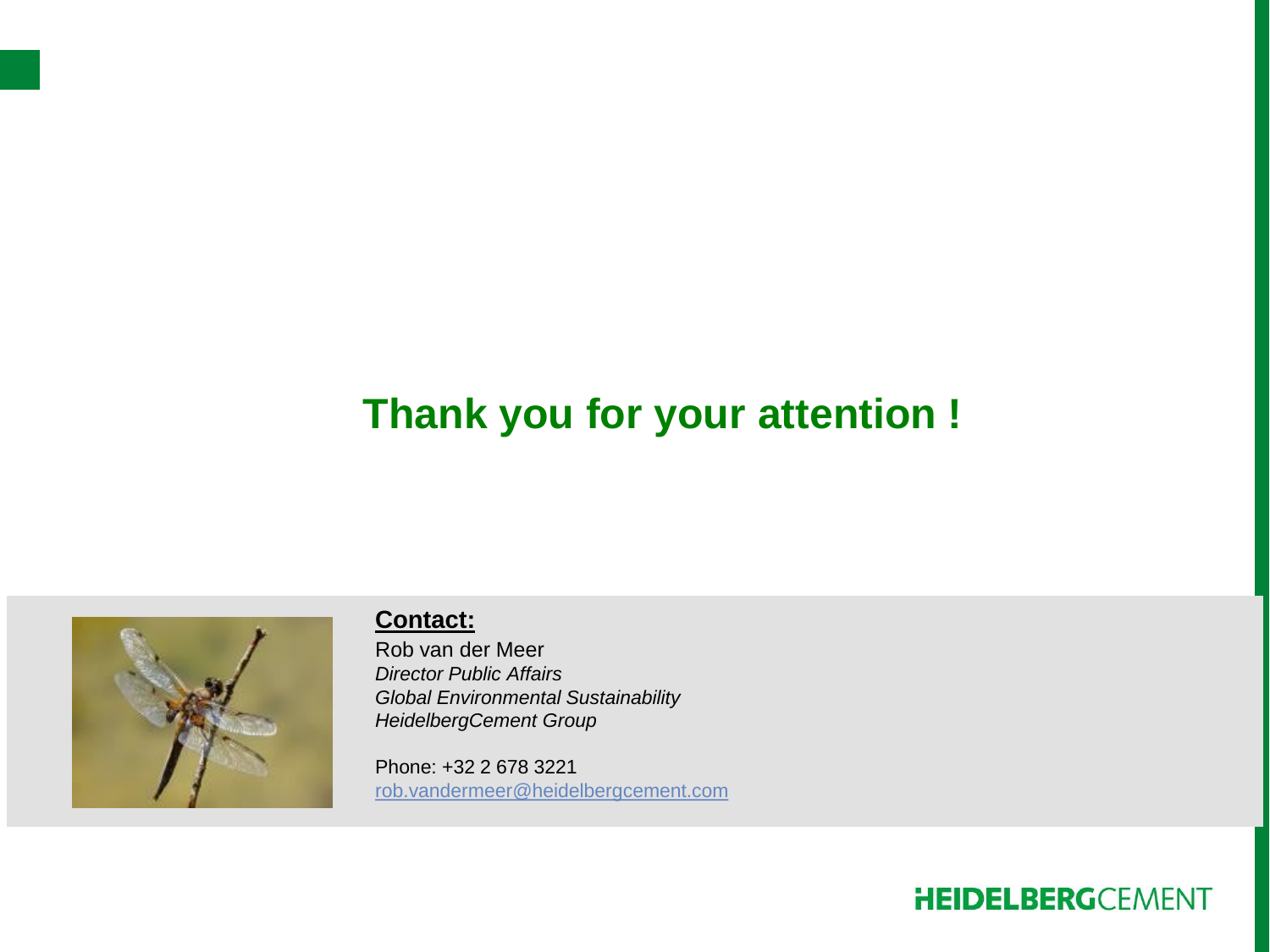## Thank you for your attention !

**Contact:**

Rob van der Meer
*Director Public Affairs*
*Global Environmental Sustainability*
*HeidelbergCement Group*

Phone: +32 2 678 3221
rob.vandermeer@heidelbergcement.com

HEIDELBERGCEMENT